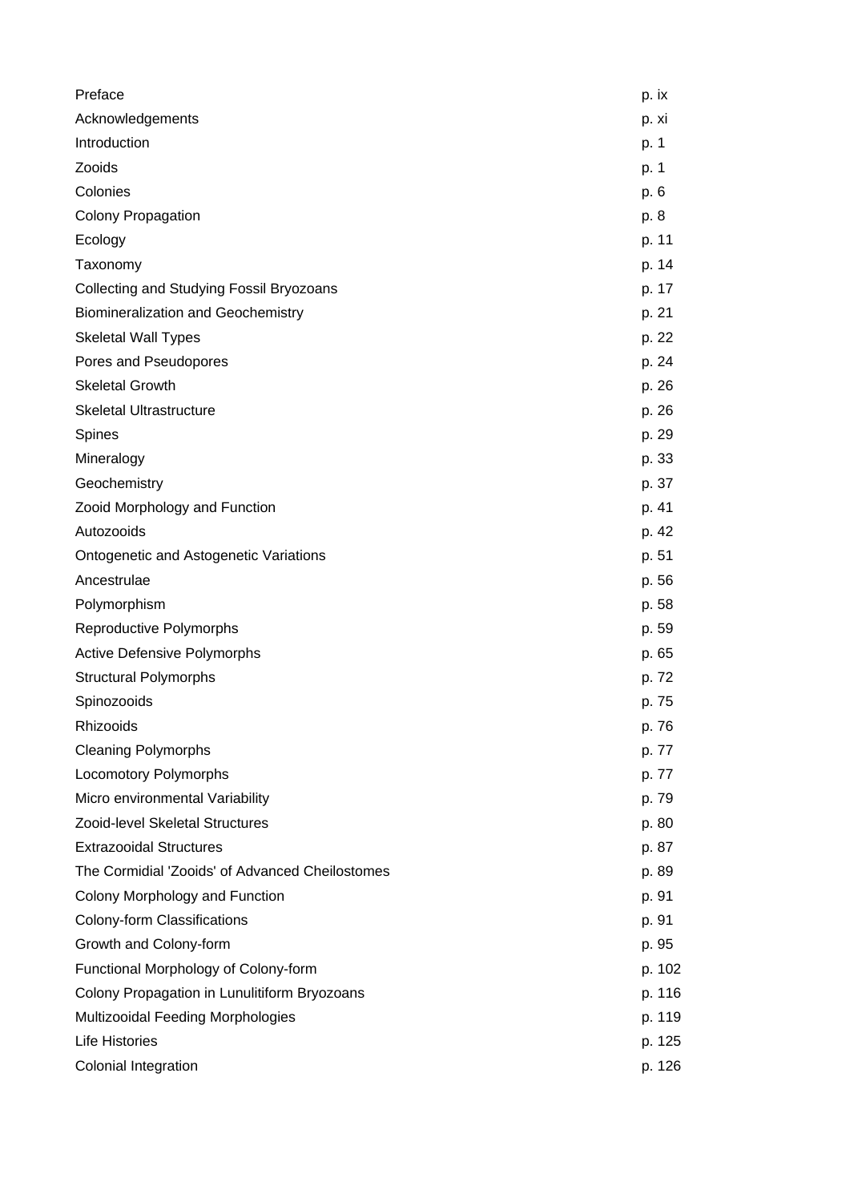| | |
|---|---|
| Preface | p. ix |
| Acknowledgements | p. xi |
| Introduction | p. 1 |
| Zooids | p. 1 |
| Colonies | p. 6 |
| Colony Propagation | p. 8 |
| Ecology | p. 11 |
| Taxonomy | p. 14 |
| Collecting and Studying Fossil Bryozoans | p. 17 |
| Biomineralization and Geochemistry | p. 21 |
| Skeletal Wall Types | p. 22 |
| Pores and Pseudopores | p. 24 |
| Skeletal Growth | p. 26 |
| Skeletal Ultrastructure | p. 26 |
| Spines | p. 29 |
| Mineralogy | p. 33 |
| Geochemistry | p. 37 |
| Zooid Morphology and Function | p. 41 |
| Autozooids | p. 42 |
| Ontogenetic and Astogenetic Variations | p. 51 |
| Ancestrulae | p. 56 |
| Polymorphism | p. 58 |
| Reproductive Polymorphs | p. 59 |
| Active Defensive Polymorphs | p. 65 |
| Structural Polymorphs | p. 72 |
| Spinozooids | p. 75 |
| Rhizooids | p. 76 |
| Cleaning Polymorphs | p. 77 |
| Locomotory Polymorphs | p. 77 |
| Micro environmental Variability | p. 79 |
| Zooid-level Skeletal Structures | p. 80 |
| Extrazooidal Structures | p. 87 |
| The Cormidial 'Zooids' of Advanced Cheilostomes | p. 89 |
| Colony Morphology and Function | p. 91 |
| Colony-form Classifications | p. 91 |
| Growth and Colony-form | p. 95 |
| Functional Morphology of Colony-form | p. 102 |
| Colony Propagation in Lunulitiform Bryozoans | p. 116 |
| Multizooidal Feeding Morphologies | p. 119 |
| Life Histories | p. 125 |
| Colonial Integration | p. 126 |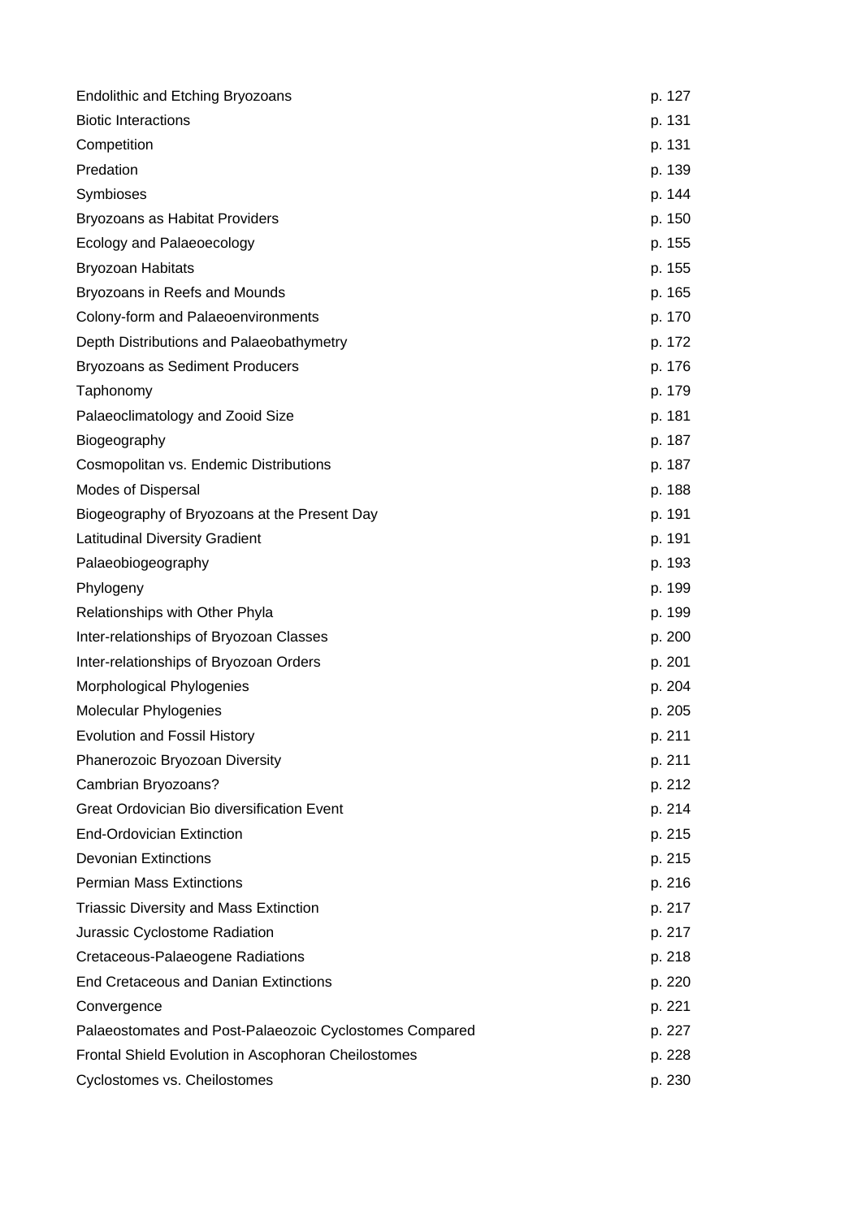| | |
|---|---|
| Endolithic and Etching Bryozoans | p. 127 |
| Biotic Interactions | p. 131 |
| Competition | p. 131 |
| Predation | p. 139 |
| Symbioses | p. 144 |
| Bryozoans as Habitat Providers | p. 150 |
| Ecology and Palaeoecology | p. 155 |
| Bryozoan Habitats | p. 155 |
| Bryozoans in Reefs and Mounds | p. 165 |
| Colony-form and Palaeoenvironments | p. 170 |
| Depth Distributions and Palaeobathymetry | p. 172 |
| Bryozoans as Sediment Producers | p. 176 |
| Taphonomy | p. 179 |
| Palaeoclimatology and Zooid Size | p. 181 |
| Biogeography | p. 187 |
| Cosmopolitan vs. Endemic Distributions | p. 187 |
| Modes of Dispersal | p. 188 |
| Biogeography of Bryozoans at the Present Day | p. 191 |
| Latitudinal Diversity Gradient | p. 191 |
| Palaeobiogeography | p. 193 |
| Phylogeny | p. 199 |
| Relationships with Other Phyla | p. 199 |
| Inter-relationships of Bryozoan Classes | p. 200 |
| Inter-relationships of Bryozoan Orders | p. 201 |
| Morphological Phylogenies | p. 204 |
| Molecular Phylogenies | p. 205 |
| Evolution and Fossil History | p. 211 |
| Phanerozoic Bryozoan Diversity | p. 211 |
| Cambrian Bryozoans? | p. 212 |
| Great Ordovician Bio diversification Event | p. 214 |
| End-Ordovician Extinction | p. 215 |
| Devonian Extinctions | p. 215 |
| Permian Mass Extinctions | p. 216 |
| Triassic Diversity and Mass Extinction | p. 217 |
| Jurassic Cyclostome Radiation | p. 217 |
| Cretaceous-Palaeogene Radiations | p. 218 |
| End Cretaceous and Danian Extinctions | p. 220 |
| Convergence | p. 221 |
| Palaeostomates and Post-Palaeozoic Cyclostomes Compared | p. 227 |
| Frontal Shield Evolution in Ascophoran Cheilostomes | p. 228 |
| Cyclostomes vs. Cheilostomes | p. 230 |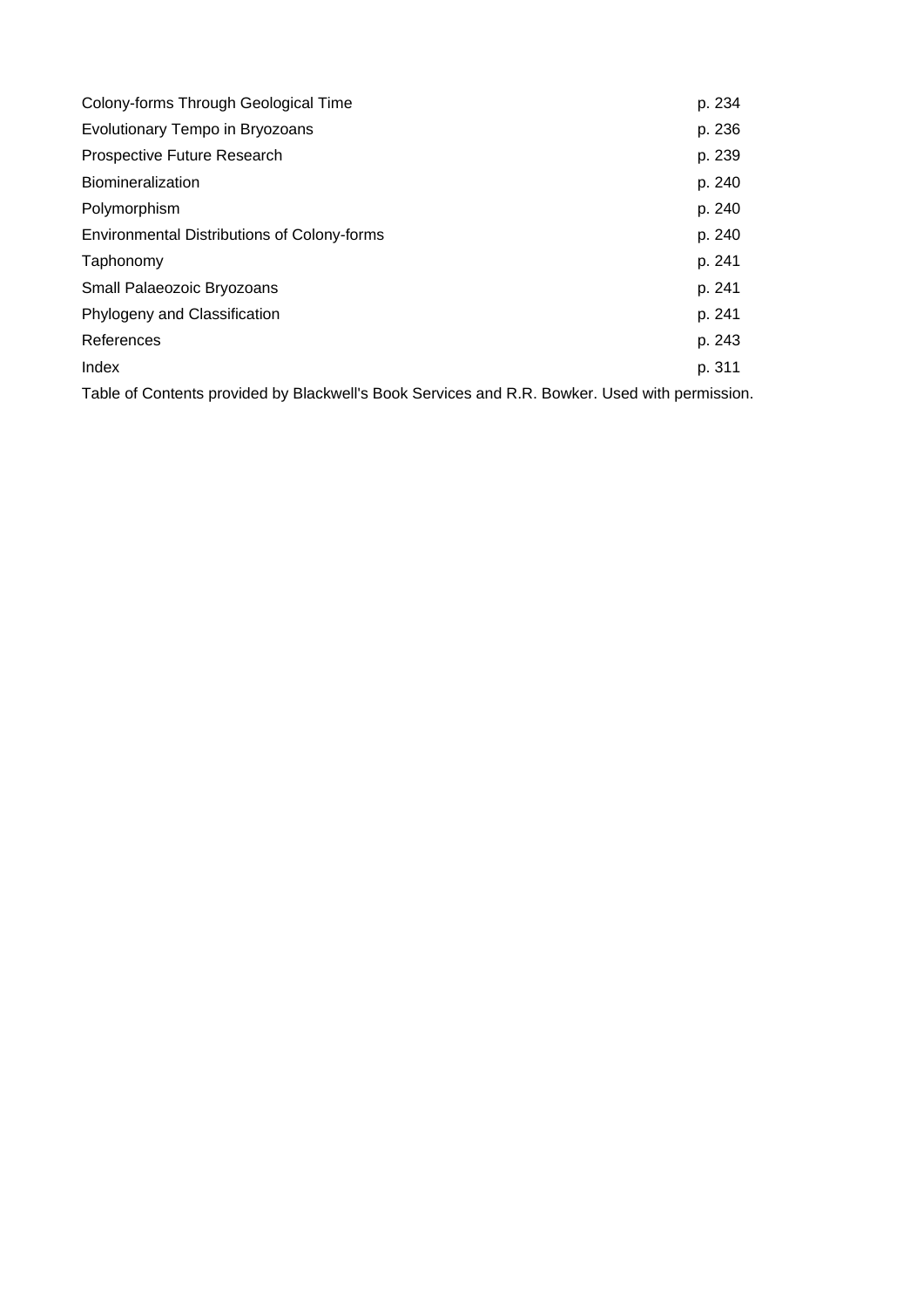| | |
|---|---|
| Colony-forms Through Geological Time | p. 234 |
| Evolutionary Tempo in Bryozoans | p. 236 |
| Prospective Future Research | p. 239 |
| Biomineralization | p. 240 |
| Polymorphism | p. 240 |
| Environmental Distributions of Colony-forms | p. 240 |
| Taphonomy | p. 241 |
| Small Palaeozoic Bryozoans | p. 241 |
| Phylogeny and Classification | p. 241 |
| References | p. 243 |
| Index | p. 311 |

Table of Contents provided by Blackwell's Book Services and R.R. Bowker. Used with permission.